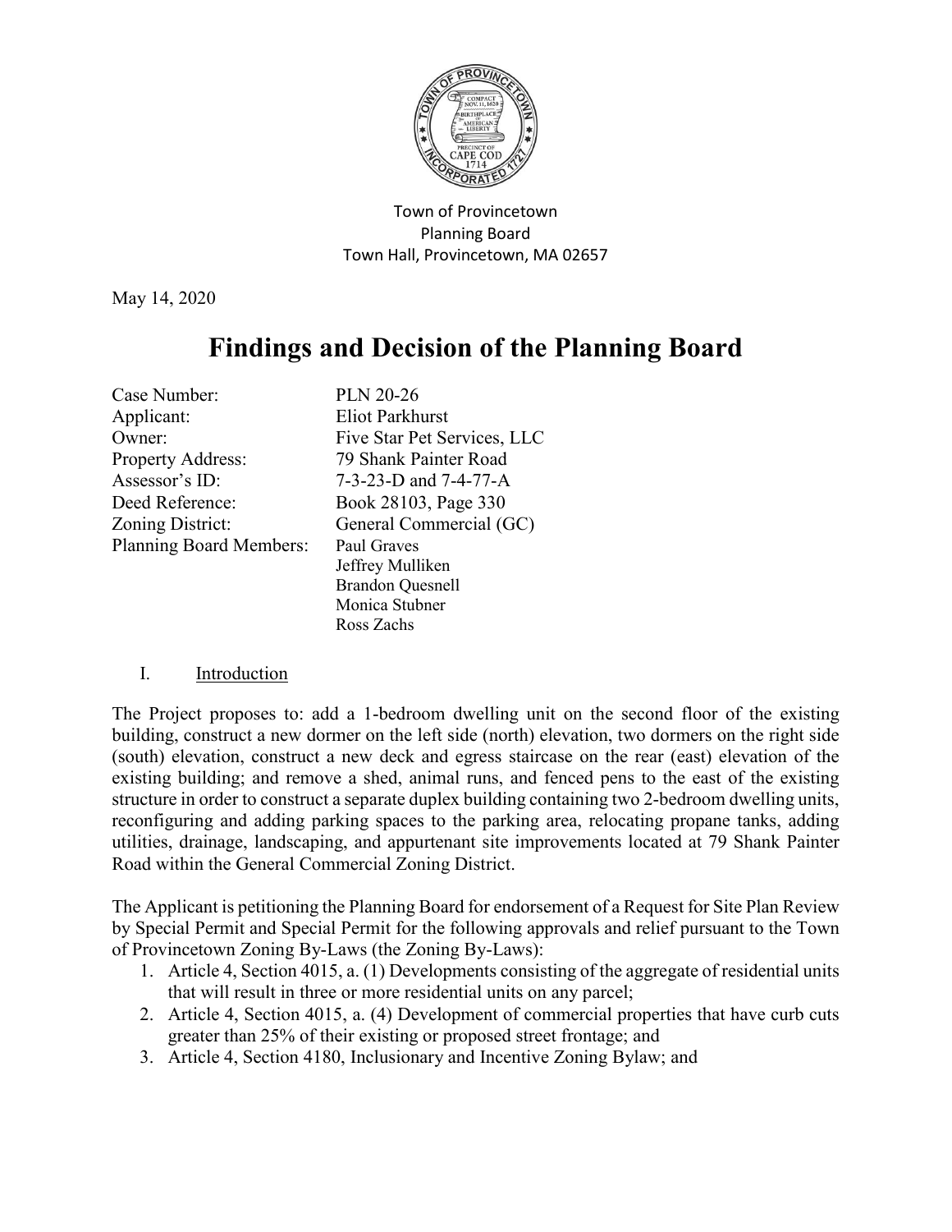Town of Provincetown
Planning Board
Town Hall, Provincetown, MA 02657

May 14, 2020

# Findings and Decision of the Planning Board

| | |
|---|---|
| Case Number: | PLN 20-26 |
| Applicant: | Eliot Parkhurst |
| Owner: | Five Star Pet Services, LLC |
| Property Address: | 79 Shank Painter Road |
| Assessor's ID: | 7-3-23-D and 7-4-77-A |
| Deed Reference: | Book 28103, Page 330 |
| Zoning District: | General Commercial (GC) |
| Planning Board Members: | Paul Graves<br>Jeffrey Mulliken<br>Brandon Quesnell<br>Monica Stubner<br>Ross Zachs |

## I. Introduction

The Project proposes to: add a 1-bedroom dwelling unit on the second floor of the existing building, construct a new dormer on the left side (north) elevation, two dormers on the right side (south) elevation, construct a new deck and egress staircase on the rear (east) elevation of the existing building; and remove a shed, animal runs, and fenced pens to the east of the existing structure in order to construct a separate duplex building containing two 2-bedroom dwelling units, reconfiguring and adding parking spaces to the parking area, relocating propane tanks, adding utilities, drainage, landscaping, and appurtenant site improvements located at 79 Shank Painter Road within the General Commercial Zoning District.

The Applicant is petitioning the Planning Board for endorsement of a Request for Site Plan Review by Special Permit and Special Permit for the following approvals and relief pursuant to the Town of Provincetown Zoning By-Laws (the Zoning By-Laws):

1. Article 4, Section 4015, a. (1) Developments consisting of the aggregate of residential units that will result in three or more residential units on any parcel;
2. Article 4, Section 4015, a. (4) Development of commercial properties that have curb cuts greater than 25% of their existing or proposed street frontage; and
3. Article 4, Section 4180, Inclusionary and Incentive Zoning Bylaw; and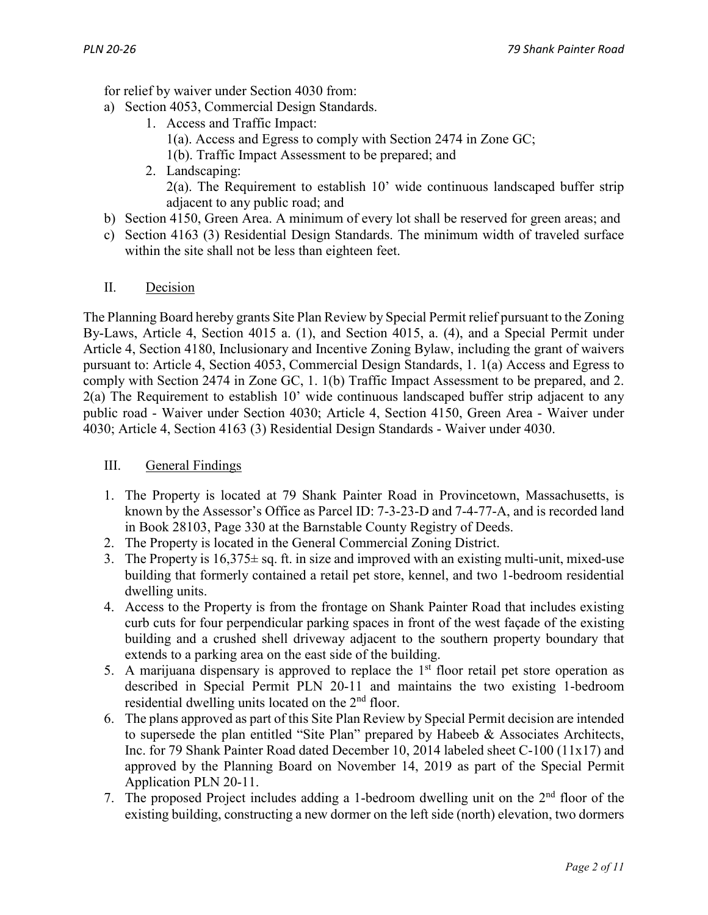for relief by waiver under Section 4030 from:

a) Section 4053, Commercial Design Standards.
   1. Access and Traffic Impact:
      1(a). Access and Egress to comply with Section 2474 in Zone GC;
      1(b). Traffic Impact Assessment to be prepared; and
   2. Landscaping:
      2(a). The Requirement to establish 10' wide continuous landscaped buffer strip adjacent to any public road; and
b) Section 4150, Green Area. A minimum of every lot shall be reserved for green areas; and
c) Section 4163 (3) Residential Design Standards. The minimum width of traveled surface within the site shall not be less than eighteen feet.

## II. Decision

The Planning Board hereby grants Site Plan Review by Special Permit relief pursuant to the Zoning By-Laws, Article 4, Section 4015 a. (1), and Section 4015, a. (4), and a Special Permit under Article 4, Section 4180, Inclusionary and Incentive Zoning Bylaw, including the grant of waivers pursuant to: Article 4, Section 4053, Commercial Design Standards, 1. 1(a) Access and Egress to comply with Section 2474 in Zone GC, 1. 1(b) Traffic Impact Assessment to be prepared, and 2. 2(a) The Requirement to establish 10' wide continuous landscaped buffer strip adjacent to any public road - Waiver under Section 4030; Article 4, Section 4150, Green Area - Waiver under 4030; Article 4, Section 4163 (3) Residential Design Standards - Waiver under 4030.

## III. General Findings

1. The Property is located at 79 Shank Painter Road in Provincetown, Massachusetts, is known by the Assessor's Office as Parcel ID: 7-3-23-D and 7-4-77-A, and is recorded land in Book 28103, Page 330 at the Barnstable County Registry of Deeds.
2. The Property is located in the General Commercial Zoning District.
3. The Property is 16,375± sq. ft. in size and improved with an existing multi-unit, mixed-use building that formerly contained a retail pet store, kennel, and two 1-bedroom residential dwelling units.
4. Access to the Property is from the frontage on Shank Painter Road that includes existing curb cuts for four perpendicular parking spaces in front of the west façade of the existing building and a crushed shell driveway adjacent to the southern property boundary that extends to a parking area on the east side of the building.
5. A marijuana dispensary is approved to replace the 1st floor retail pet store operation as described in Special Permit PLN 20-11 and maintains the two existing 1-bedroom residential dwelling units located on the 2nd floor.
6. The plans approved as part of this Site Plan Review by Special Permit decision are intended to supersede the plan entitled "Site Plan" prepared by Habeeb & Associates Architects, Inc. for 79 Shank Painter Road dated December 10, 2014 labeled sheet C-100 (11x17) and approved by the Planning Board on November 14, 2019 as part of the Special Permit Application PLN 20-11.
7. The proposed Project includes adding a 1-bedroom dwelling unit on the 2nd floor of the existing building, constructing a new dormer on the left side (north) elevation, two dormers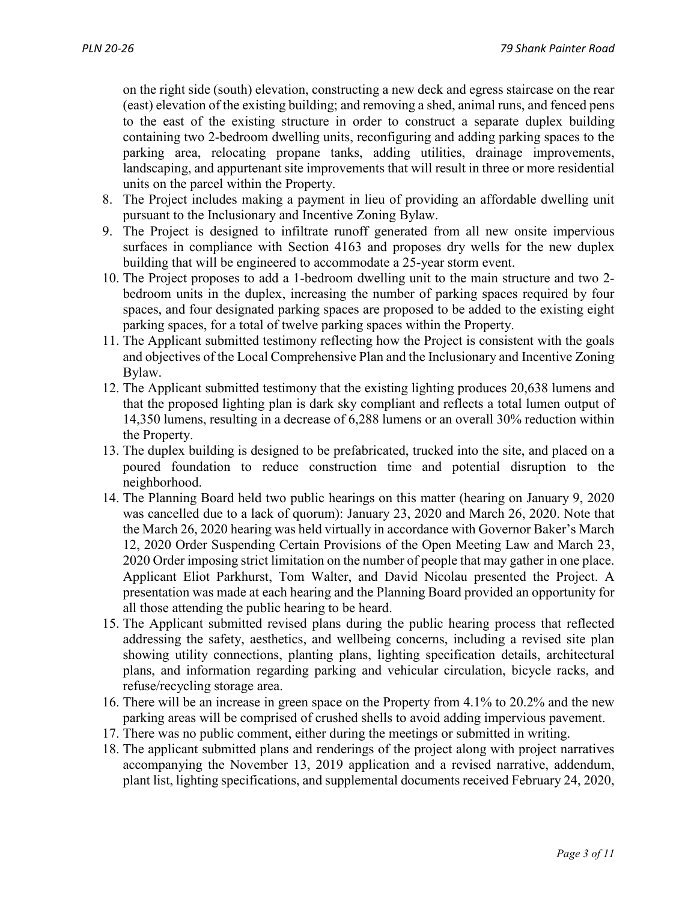on the right side (south) elevation, constructing a new deck and egress staircase on the rear (east) elevation of the existing building; and removing a shed, animal runs, and fenced pens to the east of the existing structure in order to construct a separate duplex building containing two 2-bedroom dwelling units, reconfiguring and adding parking spaces to the parking area, relocating propane tanks, adding utilities, drainage improvements, landscaping, and appurtenant site improvements that will result in three or more residential units on the parcel within the Property.

8. The Project includes making a payment in lieu of providing an affordable dwelling unit pursuant to the Inclusionary and Incentive Zoning Bylaw.
9. The Project is designed to infiltrate runoff generated from all new onsite impervious surfaces in compliance with Section 4163 and proposes dry wells for the new duplex building that will be engineered to accommodate a 25-year storm event.
10. The Project proposes to add a 1-bedroom dwelling unit to the main structure and two 2-bedroom units in the duplex, increasing the number of parking spaces required by four spaces, and four designated parking spaces are proposed to be added to the existing eight parking spaces, for a total of twelve parking spaces within the Property.
11. The Applicant submitted testimony reflecting how the Project is consistent with the goals and objectives of the Local Comprehensive Plan and the Inclusionary and Incentive Zoning Bylaw.
12. The Applicant submitted testimony that the existing lighting produces 20,638 lumens and that the proposed lighting plan is dark sky compliant and reflects a total lumen output of 14,350 lumens, resulting in a decrease of 6,288 lumens or an overall 30% reduction within the Property.
13. The duplex building is designed to be prefabricated, trucked into the site, and placed on a poured foundation to reduce construction time and potential disruption to the neighborhood.
14. The Planning Board held two public hearings on this matter (hearing on January 9, 2020 was cancelled due to a lack of quorum): January 23, 2020 and March 26, 2020. Note that the March 26, 2020 hearing was held virtually in accordance with Governor Baker's March 12, 2020 Order Suspending Certain Provisions of the Open Meeting Law and March 23, 2020 Order imposing strict limitation on the number of people that may gather in one place. Applicant Eliot Parkhurst, Tom Walter, and David Nicolau presented the Project. A presentation was made at each hearing and the Planning Board provided an opportunity for all those attending the public hearing to be heard.
15. The Applicant submitted revised plans during the public hearing process that reflected addressing the safety, aesthetics, and wellbeing concerns, including a revised site plan showing utility connections, planting plans, lighting specification details, architectural plans, and information regarding parking and vehicular circulation, bicycle racks, and refuse/recycling storage area.
16. There will be an increase in green space on the Property from 4.1% to 20.2% and the new parking areas will be comprised of crushed shells to avoid adding impervious pavement.
17. There was no public comment, either during the meetings or submitted in writing.
18. The applicant submitted plans and renderings of the project along with project narratives accompanying the November 13, 2019 application and a revised narrative, addendum, plant list, lighting specifications, and supplemental documents received February 24, 2020,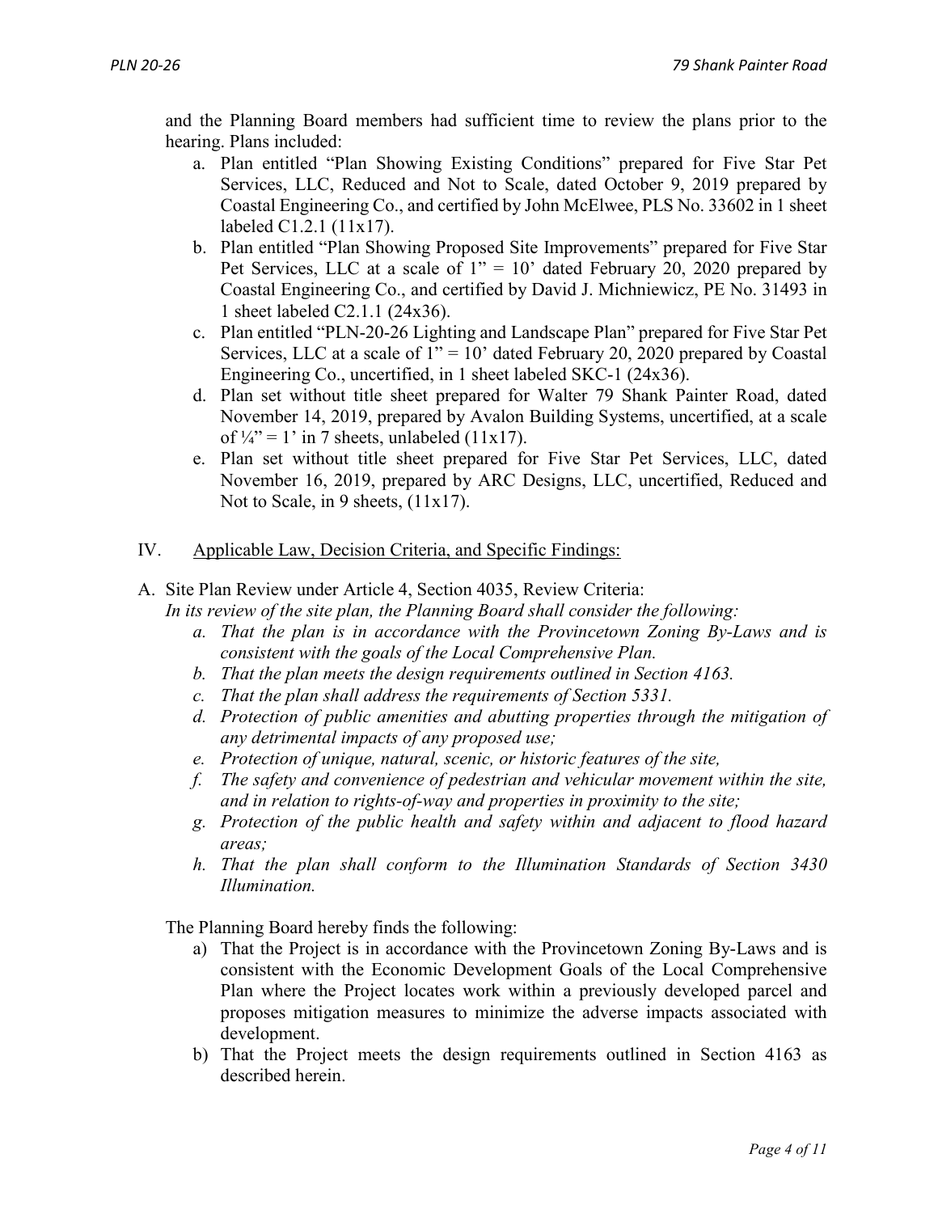and the Planning Board members had sufficient time to review the plans prior to the hearing. Plans included:

a. Plan entitled "Plan Showing Existing Conditions" prepared for Five Star Pet Services, LLC, Reduced and Not to Scale, dated October 9, 2019 prepared by Coastal Engineering Co., and certified by John McElwee, PLS No. 33602 in 1 sheet labeled C1.2.1 (11x17).
b. Plan entitled "Plan Showing Proposed Site Improvements" prepared for Five Star Pet Services, LLC at a scale of 1" = 10' dated February 20, 2020 prepared by Coastal Engineering Co., and certified by David J. Michniewicz, PE No. 31493 in 1 sheet labeled C2.1.1 (24x36).
c. Plan entitled "PLN-20-26 Lighting and Landscape Plan" prepared for Five Star Pet Services, LLC at a scale of 1" = 10' dated February 20, 2020 prepared by Coastal Engineering Co., uncertified, in 1 sheet labeled SKC-1 (24x36).
d. Plan set without title sheet prepared for Walter 79 Shank Painter Road, dated November 14, 2019, prepared by Avalon Building Systems, uncertified, at a scale of ¼" = 1' in 7 sheets, unlabeled (11x17).
e. Plan set without title sheet prepared for Five Star Pet Services, LLC, dated November 16, 2019, prepared by ARC Designs, LLC, uncertified, Reduced and Not to Scale, in 9 sheets, (11x17).

## IV. Applicable Law, Decision Criteria, and Specific Findings:

A. Site Plan Review under Article 4, Section 4035, Review Criteria:

*In its review of the site plan, the Planning Board shall consider the following:*

*a. That the plan is in accordance with the Provincetown Zoning By-Laws and is consistent with the goals of the Local Comprehensive Plan.*
*b. That the plan meets the design requirements outlined in Section 4163.*
*c. That the plan shall address the requirements of Section 5331.*
*d. Protection of public amenities and abutting properties through the mitigation of any detrimental impacts of any proposed use;*
*e. Protection of unique, natural, scenic, or historic features of the site,*
*f. The safety and convenience of pedestrian and vehicular movement within the site, and in relation to rights-of-way and properties in proximity to the site;*
*g. Protection of the public health and safety within and adjacent to flood hazard areas;*
*h. That the plan shall conform to the Illumination Standards of Section 3430 Illumination.*

The Planning Board hereby finds the following:

a) That the Project is in accordance with the Provincetown Zoning By-Laws and is consistent with the Economic Development Goals of the Local Comprehensive Plan where the Project locates work within a previously developed parcel and proposes mitigation measures to minimize the adverse impacts associated with development.
b) That the Project meets the design requirements outlined in Section 4163 as described herein.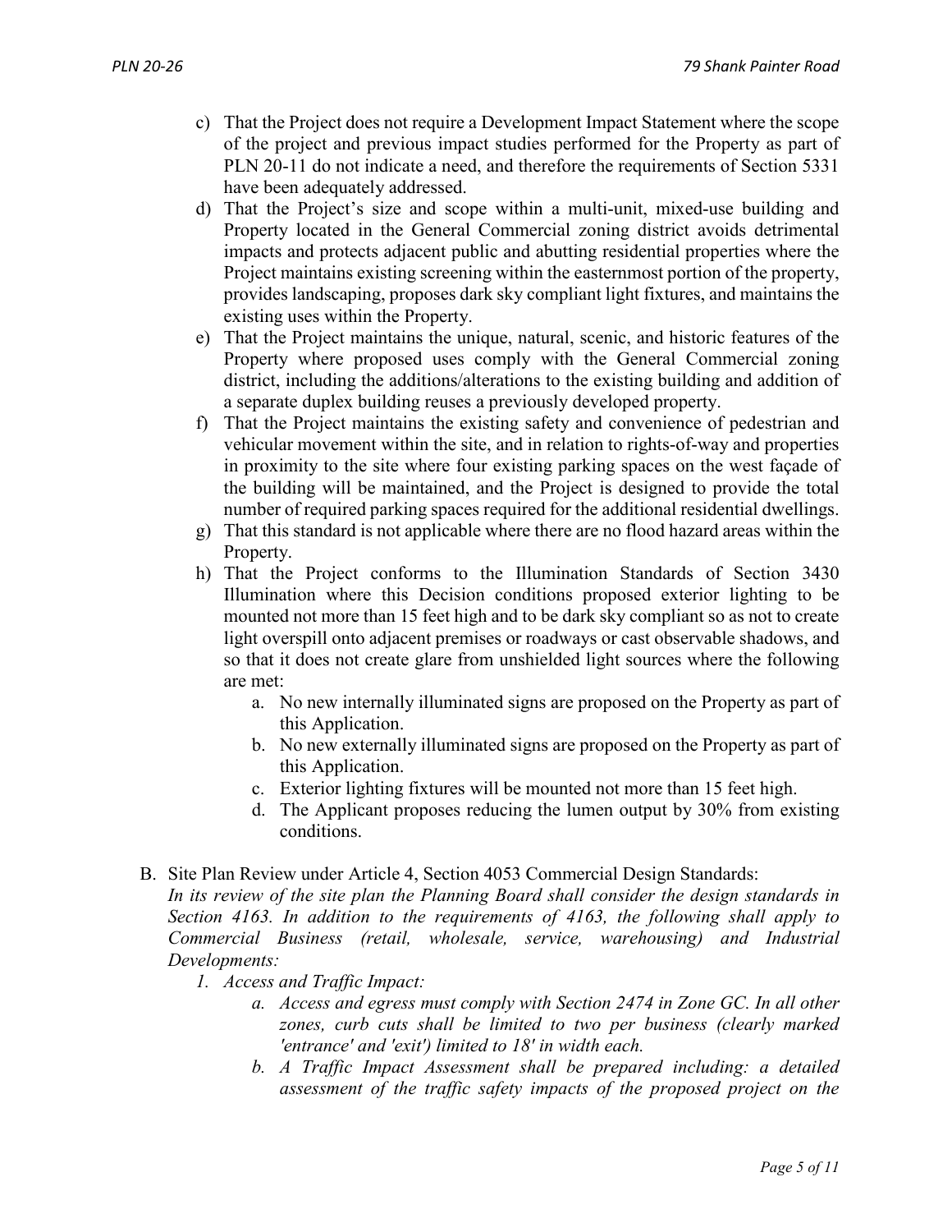c) That the Project does not require a Development Impact Statement where the scope of the project and previous impact studies performed for the Property as part of PLN 20-11 do not indicate a need, and therefore the requirements of Section 5331 have been adequately addressed.
d) That the Project's size and scope within a multi-unit, mixed-use building and Property located in the General Commercial zoning district avoids detrimental impacts and protects adjacent public and abutting residential properties where the Project maintains existing screening within the easternmost portion of the property, provides landscaping, proposes dark sky compliant light fixtures, and maintains the existing uses within the Property.
e) That the Project maintains the unique, natural, scenic, and historic features of the Property where proposed uses comply with the General Commercial zoning district, including the additions/alterations to the existing building and addition of a separate duplex building reuses a previously developed property.
f) That the Project maintains the existing safety and convenience of pedestrian and vehicular movement within the site, and in relation to rights-of-way and properties in proximity to the site where four existing parking spaces on the west façade of the building will be maintained, and the Project is designed to provide the total number of required parking spaces required for the additional residential dwellings.
g) That this standard is not applicable where there are no flood hazard areas within the Property.
h) That the Project conforms to the Illumination Standards of Section 3430 Illumination where this Decision conditions proposed exterior lighting to be mounted not more than 15 feet high and to be dark sky compliant so as not to create light overspill onto adjacent premises or roadways or cast observable shadows, and so that it does not create glare from unshielded light sources where the following are met:
    a. No new internally illuminated signs are proposed on the Property as part of this Application.
    b. No new externally illuminated signs are proposed on the Property as part of this Application.
    c. Exterior lighting fixtures will be mounted not more than 15 feet high.
    d. The Applicant proposes reducing the lumen output by 30% from existing conditions.

B. Site Plan Review under Article 4, Section 4053 Commercial Design Standards:
*In its review of the site plan the Planning Board shall consider the design standards in Section 4163. In addition to the requirements of 4163, the following shall apply to Commercial Business (retail, wholesale, service, warehousing) and Industrial Developments:*

1. *Access and Traffic Impact:*
    a. *Access and egress must comply with Section 2474 in Zone GC. In all other zones, curb cuts shall be limited to two per business (clearly marked 'entrance' and 'exit') limited to 18' in width each.*
    b. *A Traffic Impact Assessment shall be prepared including: a detailed assessment of the traffic safety impacts of the proposed project on the*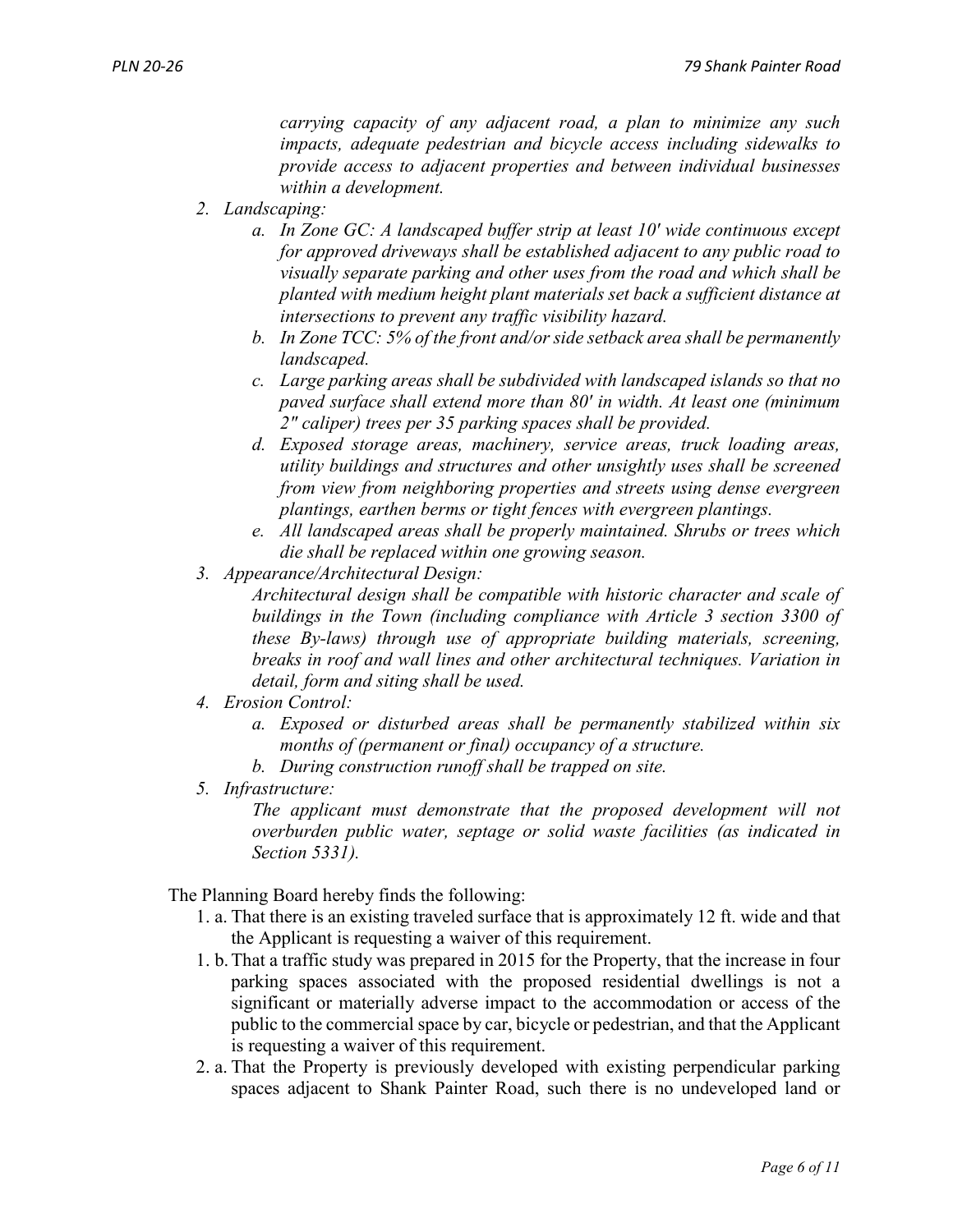*carrying capacity of any adjacent road, a plan to minimize any such impacts, adequate pedestrian and bicycle access including sidewalks to provide access to adjacent properties and between individual businesses within a development.*

2. *Landscaping:*
   a. *In Zone GC: A landscaped buffer strip at least 10′ wide continuous except for approved driveways shall be established adjacent to any public road to visually separate parking and other uses from the road and which shall be planted with medium height plant materials set back a sufficient distance at intersections to prevent any traffic visibility hazard.*
   b. *In Zone TCC: 5% of the front and/or side setback area shall be permanently landscaped.*
   c. *Large parking areas shall be subdivided with landscaped islands so that no paved surface shall extend more than 80′ in width. At least one (minimum 2″ caliper) trees per 35 parking spaces shall be provided.*
   d. *Exposed storage areas, machinery, service areas, truck loading areas, utility buildings and structures and other unsightly uses shall be screened from view from neighboring properties and streets using dense evergreen plantings, earthen berms or tight fences with evergreen plantings.*
   e. *All landscaped areas shall be properly maintained. Shrubs or trees which die shall be replaced within one growing season.*
3. *Appearance/Architectural Design:*

   *Architectural design shall be compatible with historic character and scale of buildings in the Town (including compliance with Article 3 section 3300 of these By-laws) through use of appropriate building materials, screening, breaks in roof and wall lines and other architectural techniques. Variation in detail, form and siting shall be used.*
4. *Erosion Control:*
   a. *Exposed or disturbed areas shall be permanently stabilized within six months of (permanent or final) occupancy of a structure.*
   b. *During construction runoff shall be trapped on site.*
5. *Infrastructure:*

   *The applicant must demonstrate that the proposed development will not overburden public water, septage or solid waste facilities (as indicated in Section 5331).*

The Planning Board hereby finds the following:

1. a. That there is an existing traveled surface that is approximately 12 ft. wide and that the Applicant is requesting a waiver of this requirement.

1. b. That a traffic study was prepared in 2015 for the Property, that the increase in four parking spaces associated with the proposed residential dwellings is not a significant or materially adverse impact to the accommodation or access of the public to the commercial space by car, bicycle or pedestrian, and that the Applicant is requesting a waiver of this requirement.

2. a. That the Property is previously developed with existing perpendicular parking spaces adjacent to Shank Painter Road, such there is no undeveloped land or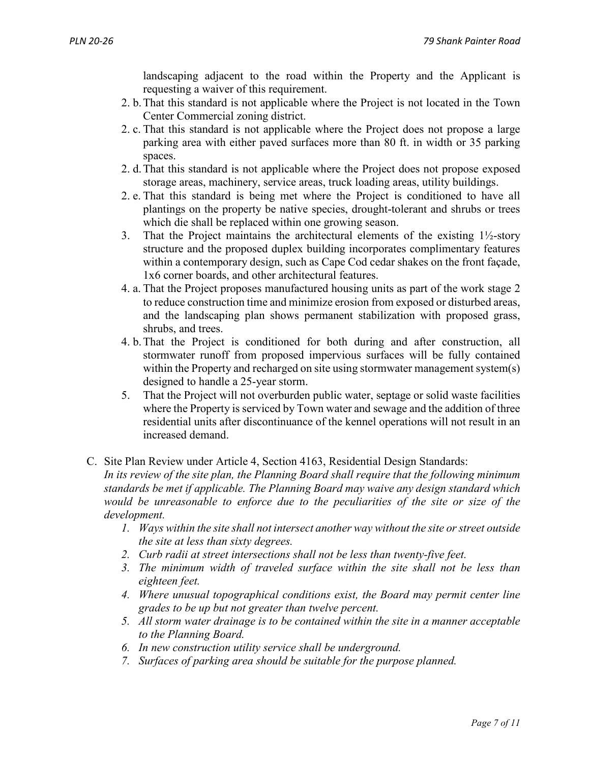landscaping adjacent to the road within the Property and the Applicant is requesting a waiver of this requirement.

2. b. That this standard is not applicable where the Project is not located in the Town Center Commercial zoning district.

2. c. That this standard is not applicable where the Project does not propose a large parking area with either paved surfaces more than 80 ft. in width or 35 parking spaces.

2. d. That this standard is not applicable where the Project does not propose exposed storage areas, machinery, service areas, truck loading areas, utility buildings.

2. e. That this standard is being met where the Project is conditioned to have all plantings on the property be native species, drought-tolerant and shrubs or trees which die shall be replaced within one growing season.

3. That the Project maintains the architectural elements of the existing 1½-story structure and the proposed duplex building incorporates complimentary features within a contemporary design, such as Cape Cod cedar shakes on the front façade, 1x6 corner boards, and other architectural features.

4. a. That the Project proposes manufactured housing units as part of the work stage 2 to reduce construction time and minimize erosion from exposed or disturbed areas, and the landscaping plan shows permanent stabilization with proposed grass, shrubs, and trees.

4. b. That the Project is conditioned for both during and after construction, all stormwater runoff from proposed impervious surfaces will be fully contained within the Property and recharged on site using stormwater management system(s) designed to handle a 25-year storm.

5. That the Project will not overburden public water, septage or solid waste facilities where the Property is serviced by Town water and sewage and the addition of three residential units after discontinuance of the kennel operations will not result in an increased demand.

C. Site Plan Review under Article 4, Section 4163, Residential Design Standards:
*In its review of the site plan, the Planning Board shall require that the following minimum standards be met if applicable. The Planning Board may waive any design standard which would be unreasonable to enforce due to the peculiarities of the site or size of the development.*

1. *Ways within the site shall not intersect another way without the site or street outside the site at less than sixty degrees.*
2. *Curb radii at street intersections shall not be less than twenty-five feet.*
3. *The minimum width of traveled surface within the site shall not be less than eighteen feet.*
4. *Where unusual topographical conditions exist, the Board may permit center line grades to be up but not greater than twelve percent.*
5. *All storm water drainage is to be contained within the site in a manner acceptable to the Planning Board.*
6. *In new construction utility service shall be underground.*
7. *Surfaces of parking area should be suitable for the purpose planned.*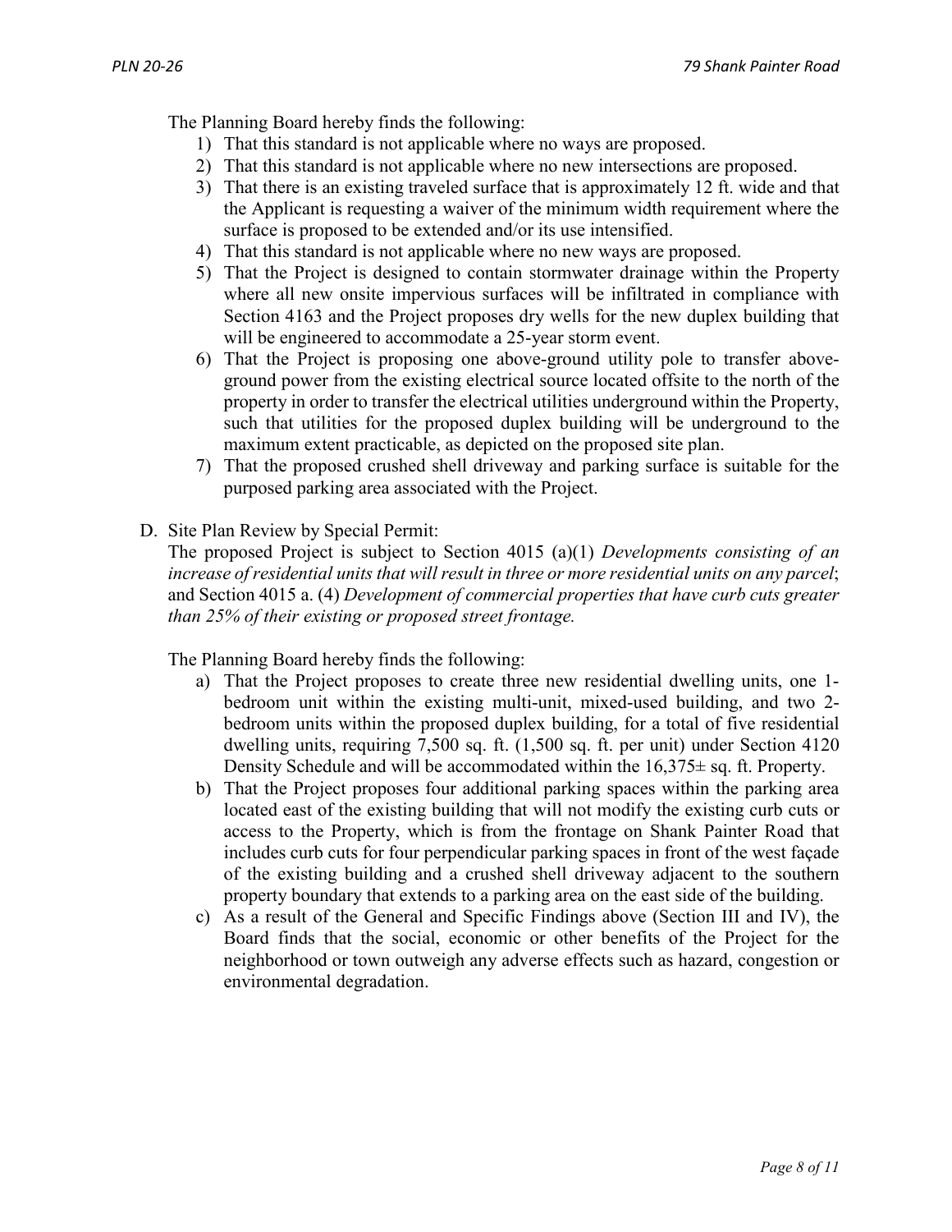The Planning Board hereby finds the following:

1) That this standard is not applicable where no ways are proposed.
2) That this standard is not applicable where no new intersections are proposed.
3) That there is an existing traveled surface that is approximately 12 ft. wide and that the Applicant is requesting a waiver of the minimum width requirement where the surface is proposed to be extended and/or its use intensified.
4) That this standard is not applicable where no new ways are proposed.
5) That the Project is designed to contain stormwater drainage within the Property where all new onsite impervious surfaces will be infiltrated in compliance with Section 4163 and the Project proposes dry wells for the new duplex building that will be engineered to accommodate a 25-year storm event.
6) That the Project is proposing one above-ground utility pole to transfer above-ground power from the existing electrical source located offsite to the north of the property in order to transfer the electrical utilities underground within the Property, such that utilities for the proposed duplex building will be underground to the maximum extent practicable, as depicted on the proposed site plan.
7) That the proposed crushed shell driveway and parking surface is suitable for the purposed parking area associated with the Project.

D. Site Plan Review by Special Permit:

The proposed Project is subject to Section 4015 (a)(1) *Developments consisting of an increase of residential units that will result in three or more residential units on any parcel*; and Section 4015 a. (4) *Development of commercial properties that have curb cuts greater than 25% of their existing or proposed street frontage.*

The Planning Board hereby finds the following:

a) That the Project proposes to create three new residential dwelling units, one 1-bedroom unit within the existing multi-unit, mixed-used building, and two 2-bedroom units within the proposed duplex building, for a total of five residential dwelling units, requiring 7,500 sq. ft. (1,500 sq. ft. per unit) under Section 4120 Density Schedule and will be accommodated within the 16,375± sq. ft. Property.
b) That the Project proposes four additional parking spaces within the parking area located east of the existing building that will not modify the existing curb cuts or access to the Property, which is from the frontage on Shank Painter Road that includes curb cuts for four perpendicular parking spaces in front of the west façade of the existing building and a crushed shell driveway adjacent to the southern property boundary that extends to a parking area on the east side of the building.
c) As a result of the General and Specific Findings above (Section III and IV), the Board finds that the social, economic or other benefits of the Project for the neighborhood or town outweigh any adverse effects such as hazard, congestion or environmental degradation.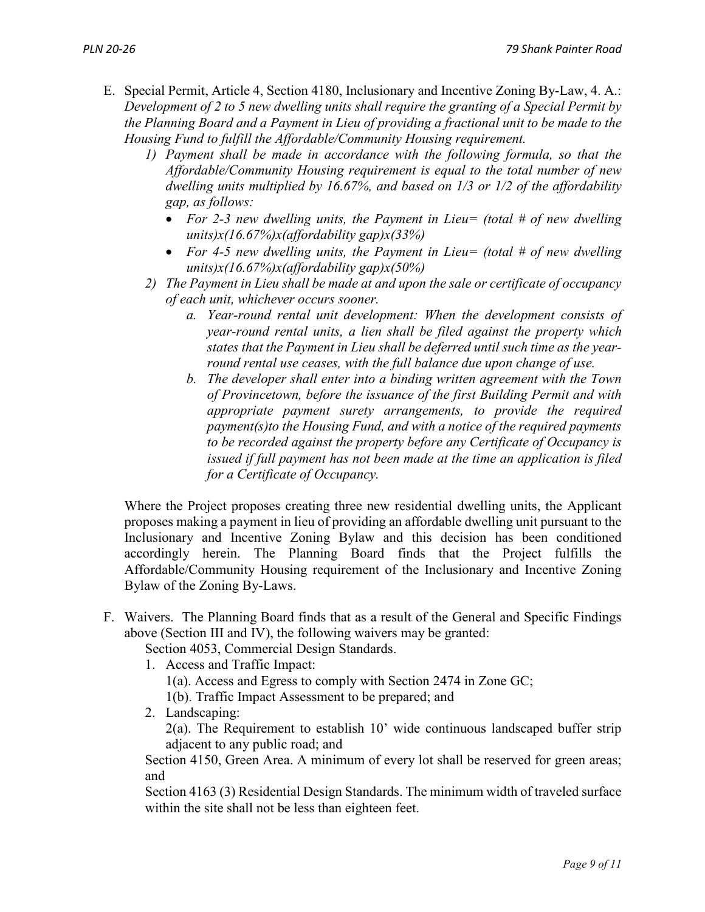E. Special Permit, Article 4, Section 4180, Inclusionary and Incentive Zoning By-Law, 4. A.: *Development of 2 to 5 new dwelling units shall require the granting of a Special Permit by the Planning Board and a Payment in Lieu of providing a fractional unit to be made to the Housing Fund to fulfill the Affordable/Community Housing requirement.*

   1) *Payment shall be made in accordance with the following formula, so that the Affordable/Community Housing requirement is equal to the total number of new dwelling units multiplied by 16.67%, and based on 1/3 or 1/2 of the affordability gap, as follows:*
      - *For 2-3 new dwelling units, the Payment in Lieu= (total # of new dwelling units)x(16.67%)x(affordability gap)x(33%)*
      - *For 4-5 new dwelling units, the Payment in Lieu= (total # of new dwelling units)x(16.67%)x(affordability gap)x(50%)*
   2) *The Payment in Lieu shall be made at and upon the sale or certificate of occupancy of each unit, whichever occurs sooner.*
      a. *Year-round rental unit development: When the development consists of year-round rental units, a lien shall be filed against the property which states that the Payment in Lieu shall be deferred until such time as the year-round rental use ceases, with the full balance due upon change of use.*
      b. *The developer shall enter into a binding written agreement with the Town of Provincetown, before the issuance of the first Building Permit and with appropriate payment surety arrangements, to provide the required payment(s)to the Housing Fund, and with a notice of the required payments to be recorded against the property before any Certificate of Occupancy is issued if full payment has not been made at the time an application is filed for a Certificate of Occupancy.*

   Where the Project proposes creating three new residential dwelling units, the Applicant proposes making a payment in lieu of providing an affordable dwelling unit pursuant to the Inclusionary and Incentive Zoning Bylaw and this decision has been conditioned accordingly herein. The Planning Board finds that the Project fulfills the Affordable/Community Housing requirement of the Inclusionary and Incentive Zoning Bylaw of the Zoning By-Laws.

F. Waivers. The Planning Board finds that as a result of the General and Specific Findings above (Section III and IV), the following waivers may be granted:

   Section 4053, Commercial Design Standards.

   1. Access and Traffic Impact:
      1(a). Access and Egress to comply with Section 2474 in Zone GC;
      1(b). Traffic Impact Assessment to be prepared; and
   2. Landscaping:
      2(a). The Requirement to establish 10' wide continuous landscaped buffer strip adjacent to any public road; and

   Section 4150, Green Area. A minimum of every lot shall be reserved for green areas; and

   Section 4163 (3) Residential Design Standards. The minimum width of traveled surface within the site shall not be less than eighteen feet.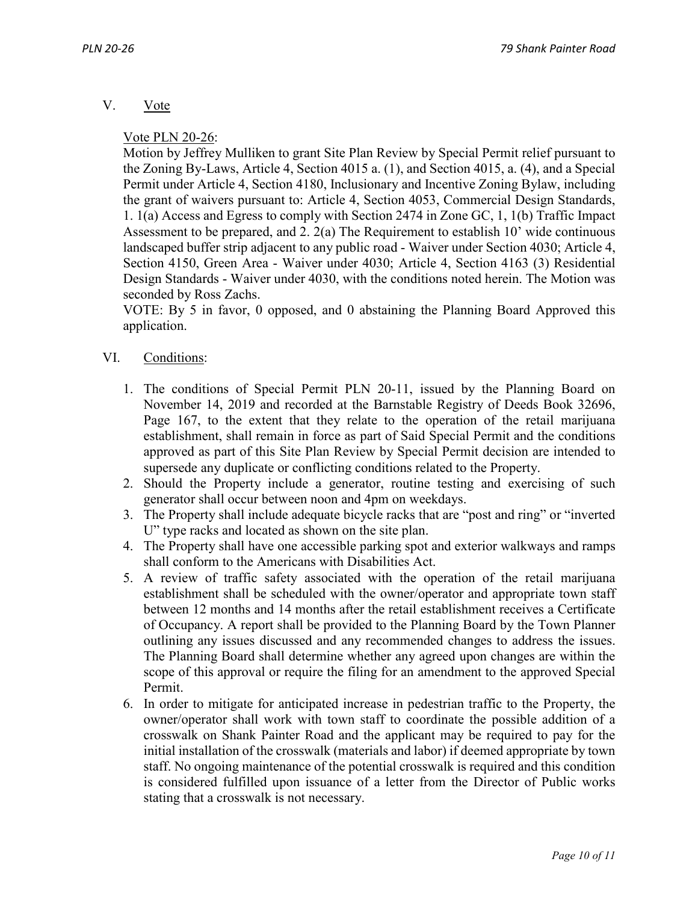## V. Vote

Vote PLN 20-26:

Motion by Jeffrey Mulliken to grant Site Plan Review by Special Permit relief pursuant to the Zoning By-Laws, Article 4, Section 4015 a. (1), and Section 4015, a. (4), and a Special Permit under Article 4, Section 4180, Inclusionary and Incentive Zoning Bylaw, including the grant of waivers pursuant to: Article 4, Section 4053, Commercial Design Standards, 1. 1(a) Access and Egress to comply with Section 2474 in Zone GC, 1, 1(b) Traffic Impact Assessment to be prepared, and 2. 2(a) The Requirement to establish 10' wide continuous landscaped buffer strip adjacent to any public road - Waiver under Section 4030; Article 4, Section 4150, Green Area - Waiver under 4030; Article 4, Section 4163 (3) Residential Design Standards - Waiver under 4030, with the conditions noted herein. The Motion was seconded by Ross Zachs.

VOTE: By 5 in favor, 0 opposed, and 0 abstaining the Planning Board Approved this application.

## VI. Conditions:

1. The conditions of Special Permit PLN 20-11, issued by the Planning Board on November 14, 2019 and recorded at the Barnstable Registry of Deeds Book 32696, Page 167, to the extent that they relate to the operation of the retail marijuana establishment, shall remain in force as part of Said Special Permit and the conditions approved as part of this Site Plan Review by Special Permit decision are intended to supersede any duplicate or conflicting conditions related to the Property.
2. Should the Property include a generator, routine testing and exercising of such generator shall occur between noon and 4pm on weekdays.
3. The Property shall include adequate bicycle racks that are "post and ring" or "inverted U" type racks and located as shown on the site plan.
4. The Property shall have one accessible parking spot and exterior walkways and ramps shall conform to the Americans with Disabilities Act.
5. A review of traffic safety associated with the operation of the retail marijuana establishment shall be scheduled with the owner/operator and appropriate town staff between 12 months and 14 months after the retail establishment receives a Certificate of Occupancy. A report shall be provided to the Planning Board by the Town Planner outlining any issues discussed and any recommended changes to address the issues. The Planning Board shall determine whether any agreed upon changes are within the scope of this approval or require the filing for an amendment to the approved Special Permit.
6. In order to mitigate for anticipated increase in pedestrian traffic to the Property, the owner/operator shall work with town staff to coordinate the possible addition of a crosswalk on Shank Painter Road and the applicant may be required to pay for the initial installation of the crosswalk (materials and labor) if deemed appropriate by town staff. No ongoing maintenance of the potential crosswalk is required and this condition is considered fulfilled upon issuance of a letter from the Director of Public works stating that a crosswalk is not necessary.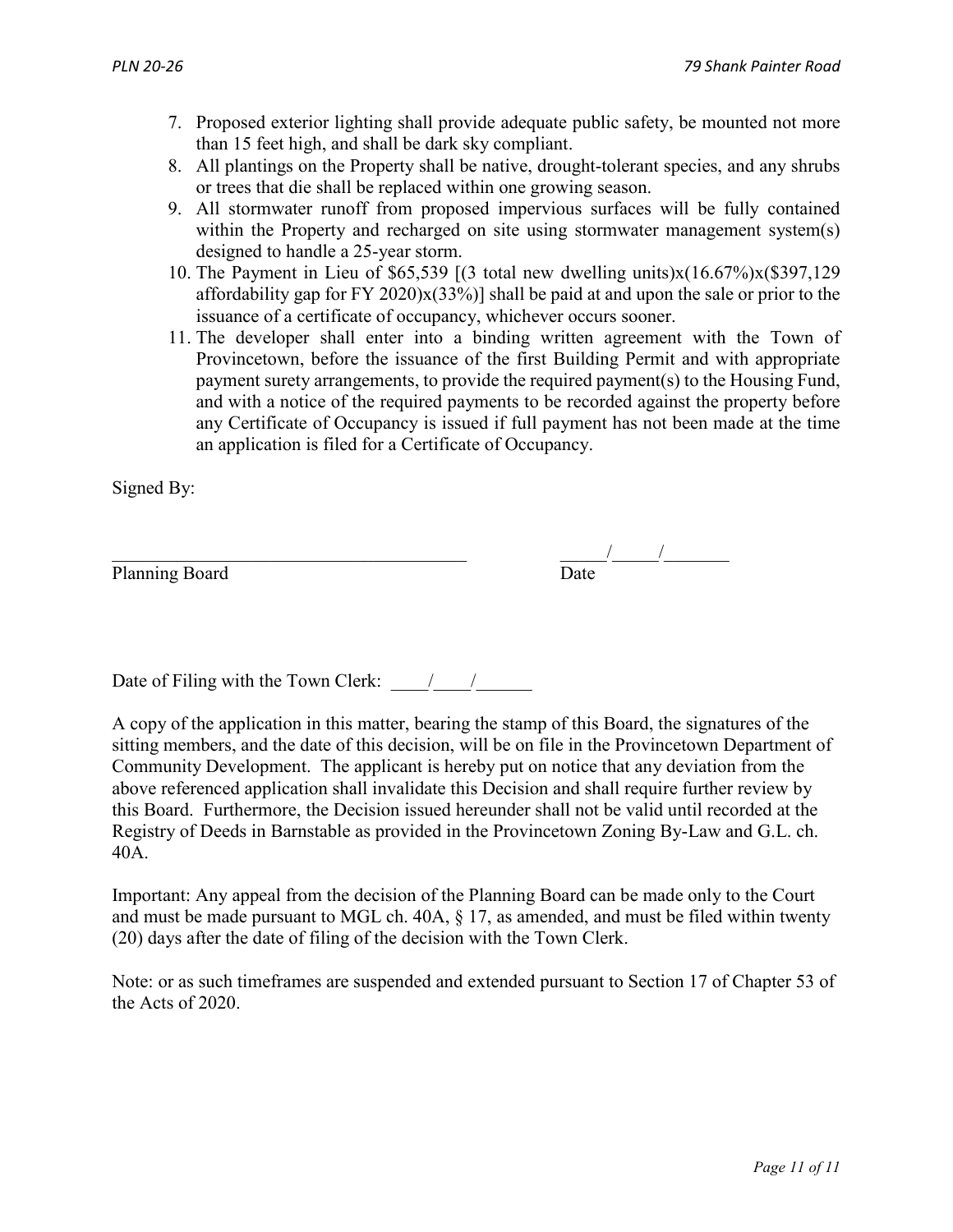7. Proposed exterior lighting shall provide adequate public safety, be mounted not more than 15 feet high, and shall be dark sky compliant.
8. All plantings on the Property shall be native, drought-tolerant species, and any shrubs or trees that die shall be replaced within one growing season.
9. All stormwater runoff from proposed impervious surfaces will be fully contained within the Property and recharged on site using stormwater management system(s) designed to handle a 25-year storm.
10. The Payment in Lieu of $65,539 [(3 total new dwelling units)x(16.67%)x($397,129 affordability gap for FY 2020)x(33%)] shall be paid at and upon the sale or prior to the issuance of a certificate of occupancy, whichever occurs sooner.
11. The developer shall enter into a binding written agreement with the Town of Provincetown, before the issuance of the first Building Permit and with appropriate payment surety arrangements, to provide the required payment(s) to the Housing Fund, and with a notice of the required payments to be recorded against the property before any Certificate of Occupancy is issued if full payment has not been made at the time an application is filed for a Certificate of Occupancy.

Signed By:

\_\_\_\_\_\_\_\_\_\_\_\_\_\_\_\_\_\_\_\_\_\_\_\_\_\_\_\_\_\_\_\_\_\_\_\_\_\_ \_\_\_\_\_/\_\_\_\_\_/\_\_\_\_\_\_\_

Planning Board Date

Date of Filing with the Town Clerk: \_\_\_\_/\_\_\_\_/\_\_\_\_\_\_

A copy of the application in this matter, bearing the stamp of this Board, the signatures of the sitting members, and the date of this decision, will be on file in the Provincetown Department of Community Development. The applicant is hereby put on notice that any deviation from the above referenced application shall invalidate this Decision and shall require further review by this Board. Furthermore, the Decision issued hereunder shall not be valid until recorded at the Registry of Deeds in Barnstable as provided in the Provincetown Zoning By-Law and G.L. ch. 40A.

Important: Any appeal from the decision of the Planning Board can be made only to the Court and must be made pursuant to MGL ch. 40A, § 17, as amended, and must be filed within twenty (20) days after the date of filing of the decision with the Town Clerk.

Note: or as such timeframes are suspended and extended pursuant to Section 17 of Chapter 53 of the Acts of 2020.